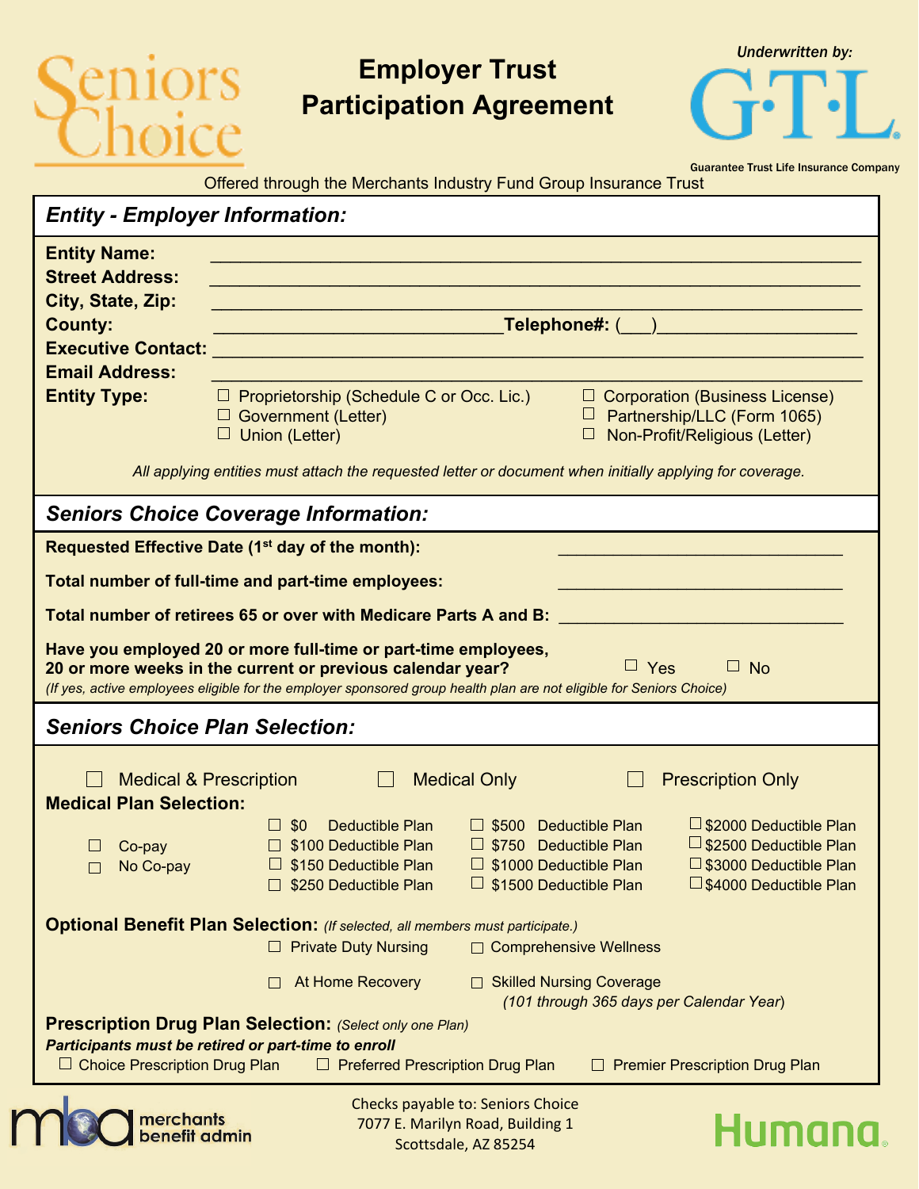Seniors Choice

# Employer Trust Participation Agreement

*Underwritten by:*

G·T·L

Guarantee Trust Life Insurance Company

Offered through the Merchants Industry Fund Group Insurance Trust

## *Entity - Employer Information:*

**Entity Name:** ______________________________________________

**Street Address:** ______________________________________________

**City, State, Zip:** ______________________________________________

**County:** ______________________________ **Telephone#:** (___)____________________

**Executive Contact:** ______________________________________________

**Email Address:** ______________________________________________

**Entity Type:**

- ☐ Proprietorship (Schedule C or Occ. Lic.)
- ☐ Corporation (Business License)
- ☐ Government (Letter)
- ☐ Partnership/LLC (Form 1065)
- ☐ Union (Letter)
- ☐ Non-Profit/Religious (Letter)

*All applying entities must attach the requested letter or document when initially applying for coverage.*

## *Seniors Choice Coverage Information:*

**Requested Effective Date (1st day of the month):** ______________________________

**Total number of full-time and part-time employees:** ______________________________

**Total number of retirees 65 or over with Medicare Parts A and B:** ______________________________

**Have you employed 20 or more full-time or part-time employees, 20 or more weeks in the current or previous calendar year?** ☐ Yes ☐ No

*(If yes, active employees eligible for the employer sponsored group health plan are not eligible for Seniors Choice)*

## *Seniors Choice Plan Selection:*

☐ Medical & Prescription ☐ Medical Only ☐ Prescription Only

**Medical Plan Selection:**

- ☐ Co-pay
- ☐ No Co-pay

| | | |
|---|---|---|
| ☐ $0 Deductible Plan | ☐ $500 Deductible Plan | ☐ $2000 Deductible Plan |
| ☐ $100 Deductible Plan | ☐ $750 Deductible Plan | ☐ $2500 Deductible Plan |
| ☐ $150 Deductible Plan | ☐ $1000 Deductible Plan | ☐ $3000 Deductible Plan |
| ☐ $250 Deductible Plan | ☐ $1500 Deductible Plan | ☐ $4000 Deductible Plan |

**Optional Benefit Plan Selection:** *(If selected, all members must participate.)*

- ☐ Private Duty Nursing
- ☐ Comprehensive Wellness
- ☐ At Home Recovery
- ☐ Skilled Nursing Coverage *(101 through 365 days per Calendar Year)*

**Prescription Drug Plan Selection:** *(Select only one Plan)*

***Participants must be retired or part-time to enroll***

☐ Choice Prescription Drug Plan ☐ Preferred Prescription Drug Plan ☐ Premier Prescription Drug Plan

merchants benefit admin

Checks payable to: Seniors Choice
7077 E. Marilyn Road, Building 1
Scottsdale, AZ 85254

Humana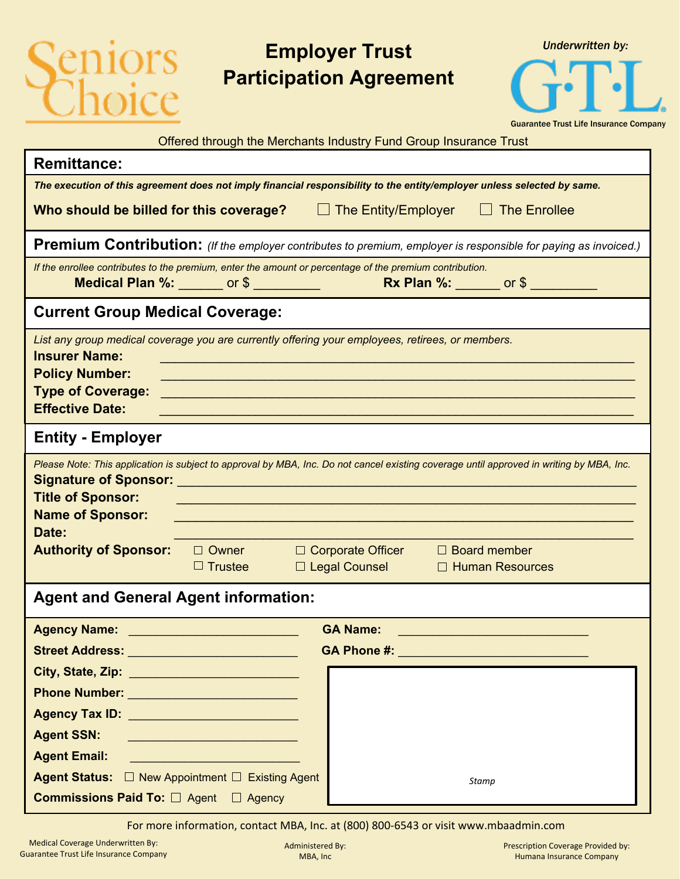Seniors Choice

# Employer Trust Participation Agreement

*Underwritten by:*

G·T·L

Guarantee Trust Life Insurance Company

Offered through the Merchants Industry Fund Group Insurance Trust

## Remittance:

***The execution of this agreement does not imply financial responsibility to the entity/employer unless selected by same.***

**Who should be billed for this coverage?** ☐ The Entity/Employer ☐ The Enrollee

## Premium Contribution: *(If the employer contributes to premium, employer is responsible for paying as invoiced.)*

*If the enrollee contributes to the premium, enter the amount or percentage of the premium contribution.*

**Medical Plan %:** ______ or $ _________ **Rx Plan %:** ______ or $ _________

## Current Group Medical Coverage:

*List any group medical coverage you are currently offering your employees, retirees, or members.*

**Insurer Name:** ____________________

**Policy Number:** ____________________

**Type of Coverage:** ____________________

**Effective Date:** ____________________

## Entity - Employer

*Please Note: This application is subject to approval by MBA, Inc. Do not cancel existing coverage until approved in writing by MBA, Inc.*

**Signature of Sponsor:** ____________________

**Title of Sponsor:** ____________________

**Name of Sponsor:** ____________________

**Date:** ____________________

**Authority of Sponsor:** ☐ Owner ☐ Corporate Officer ☐ Board member ☐ Trustee ☐ Legal Counsel ☐ Human Resources

## Agent and General Agent information:

**Agency Name:** ____________________

**Street Address:** ____________________

**City, State, Zip:** ____________________

**Phone Number:** ____________________

**Agency Tax ID:** ____________________

**Agent SSN:** ____________________

**Agent Email:** ____________________

**Agent Status:** ☐ New Appointment ☐ Existing Agent

**Commissions Paid To:** ☐ Agent ☐ Agency

**GA Name:** ____________________

**GA Phone #:** ____________________

*Stamp*

For more information, contact MBA, Inc. at (800) 800-6543 or visit www.mbaadmin.com

Medical Coverage Underwritten By: Guarantee Trust Life Insurance Company

Administered By: MBA, Inc

Prescription Coverage Provided by: Humana Insurance Company